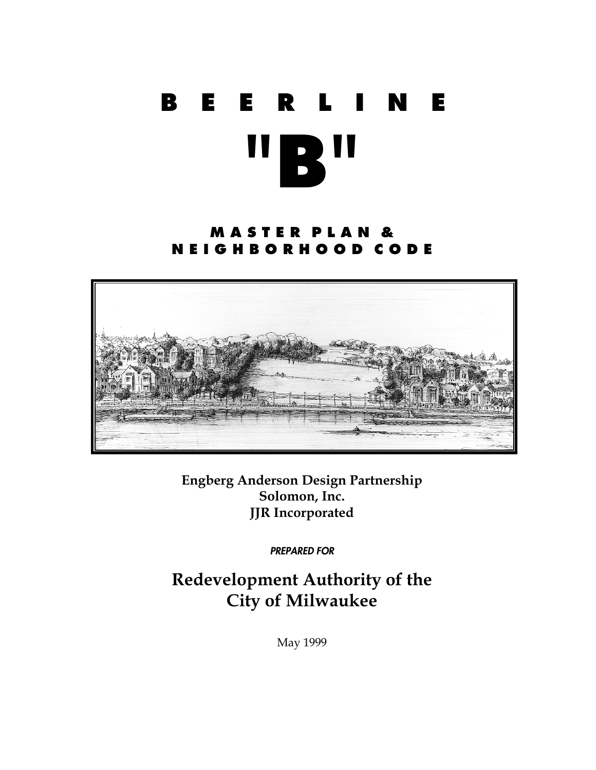# BEERLINE "B"

## MASTER PLAN & NEIGHBORHOOD CODE

**Engberg Anderson Design Partnership**
**Solomon, Inc.**
**JJR Incorporated**

***PREPARED FOR***

## Redevelopment Authority of the City of Milwaukee

May 1999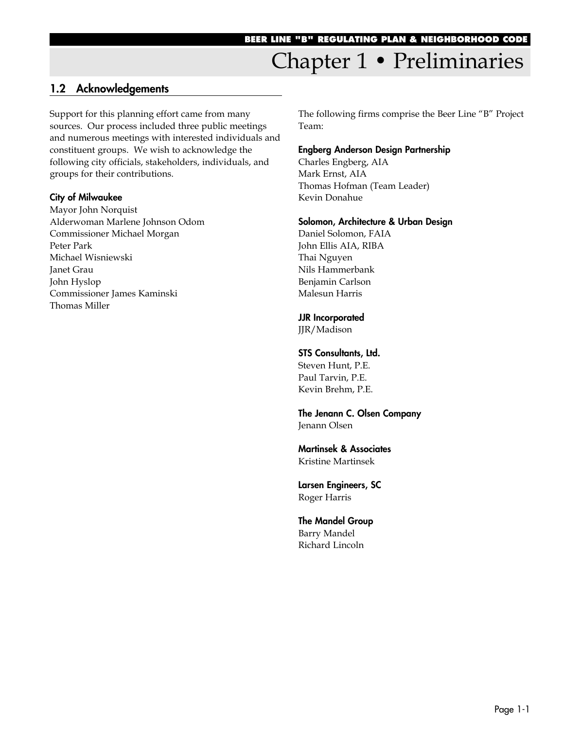# Chapter 1 • Preliminaries

## 1.2 Acknowledgements

Support for this planning effort came from many sources. Our process included three public meetings and numerous meetings with interested individuals and constituent groups. We wish to acknowledge the following city officials, stakeholders, individuals, and groups for their contributions.

**City of Milwaukee**
Mayor John Norquist
Alderwoman Marlene Johnson Odom
Commissioner Michael Morgan
Peter Park
Michael Wisniewski
Janet Grau
John Hyslop
Commissioner James Kaminski
Thomas Miller

The following firms comprise the Beer Line "B" Project Team:

**Engberg Anderson Design Partnership**
Charles Engberg, AIA
Mark Ernst, AIA
Thomas Hofman (Team Leader)
Kevin Donahue

**Solomon, Architecture & Urban Design**
Daniel Solomon, FAIA
John Ellis AIA, RIBA
Thai Nguyen
Nils Hammerbank
Benjamin Carlson
Malesun Harris

**JJR Incorporated**
JJR/Madison

**STS Consultants, Ltd.**
Steven Hunt, P.E.
Paul Tarvin, P.E.
Kevin Brehm, P.E.

**The Jenann C. Olsen Company**
Jenann Olsen

**Martinsek & Associates**
Kristine Martinsek

**Larsen Engineers, SC**
Roger Harris

**The Mandel Group**
Barry Mandel
Richard Lincoln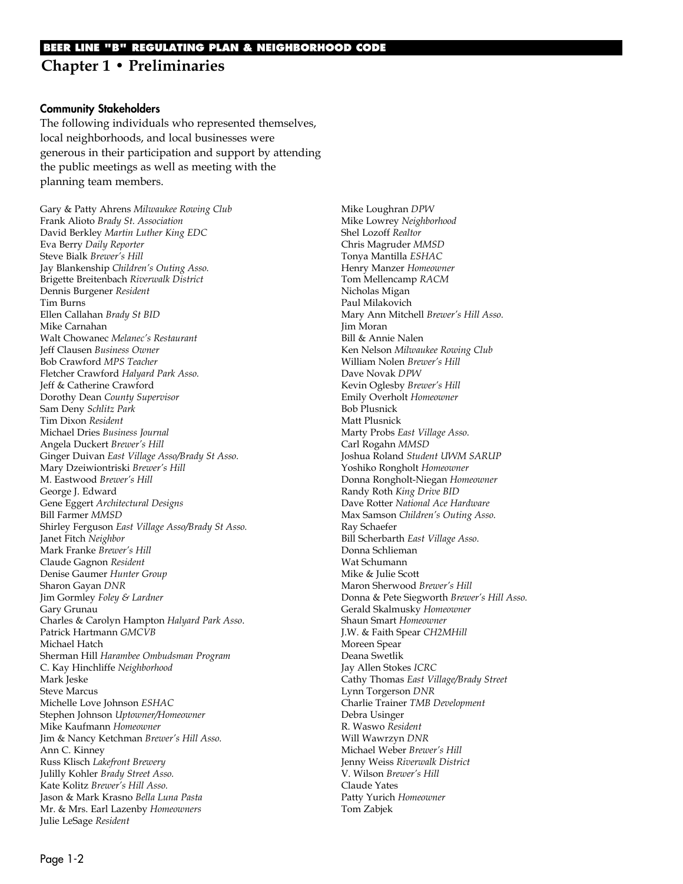## Chapter 1 • Preliminaries

### Community Stakeholders

The following individuals who represented themselves, local neighborhoods, and local businesses were generous in their participation and support by attending the public meetings as well as meeting with the planning team members.

Gary & Patty Ahrens *Milwaukee Rowing Club*
Frank Alioto *Brady St. Association*
David Berkley *Martin Luther King EDC*
Eva Berry *Daily Reporter*
Steve Bialk *Brewer's Hill*
Jay Blankenship *Children's Outing Asso.*
Brigette Breitenbach *Riverwalk District*
Dennis Burgener *Resident*
Tim Burns
Ellen Callahan *Brady St BID*
Mike Carnahan
Walt Chowanec *Melanec's Restaurant*
Jeff Clausen *Business Owner*
Bob Crawford *MPS Teacher*
Fletcher Crawford *Halyard Park Asso.*
Jeff & Catherine Crawford
Dorothy Dean *County Supervisor*
Sam Deny *Schlitz Park*
Tim Dixon *Resident*
Michael Dries *Business Journal*
Angela Duckert *Brewer's Hill*
Ginger Duivan *East Village Asso/Brady St Asso.*
Mary Dzeiwiontriski *Brewer's Hill*
M. Eastwood *Brewer's Hill*
George J. Edward
Gene Eggert *Architectural Designs*
Bill Farmer *MMSD*
Shirley Ferguson *East Village Asso/Brady St Asso.*
Janet Fitch *Neighbor*
Mark Franke *Brewer's Hill*
Claude Gagnon *Resident*
Denise Gaumer *Hunter Group*
Sharon Gayan *DNR*
Jim Gormley *Foley & Lardner*
Gary Grunau
Charles & Carolyn Hampton *Halyard Park Asso.*
Patrick Hartmann *GMCVB*
Michael Hatch
Sherman Hill *Harambee Ombudsman Program*
C. Kay Hinchliffe *Neighborhood*
Mark Jeske
Steve Marcus
Michelle Love Johnson *ESHAC*
Stephen Johnson *Uptowner/Homeowner*
Mike Kaufmann *Homeowner*
Jim & Nancy Ketchman *Brewer's Hill Asso.*
Ann C. Kinney
Russ Klisch *Lakefront Brewery*
Julilly Kohler *Brady Street Asso.*
Kate Kolitz *Brewer's Hill Asso.*
Jason & Mark Krasno *Bella Luna Pasta*
Mr. & Mrs. Earl Lazenby *Homeowners*
Julie LeSage *Resident*
Mike Loughran *DPW*
Mike Lowrey *Neighborhood*
Shel Lozoff *Realtor*
Chris Magruder *MMSD*
Tonya Mantilla *ESHAC*
Henry Manzer *Homeowner*
Tom Mellencamp *RACM*
Nicholas Migan
Paul Milakovich
Mary Ann Mitchell *Brewer's Hill Asso.*
Jim Moran
Bill & Annie Nalen
Ken Nelson *Milwaukee Rowing Club*
William Nolen *Brewer's Hill*
Dave Novak *DPW*
Kevin Oglesby *Brewer's Hill*
Emily Overholt *Homeowner*
Bob Plusnick
Matt Plusnick
Marty Probs *East Village Asso.*
Carl Rogahn *MMSD*
Joshua Roland *Student UWM SARUP*
Yoshiko Rongholt *Homeowner*
Donna Rongholt-Niegan *Homeowner*
Randy Roth *King Drive BID*
Dave Rotter *National Ace Hardware*
Max Samson *Children's Outing Asso.*
Ray Schaefer
Bill Scherbarth *East Village Asso.*
Donna Schlieman
Wat Schumann
Mike & Julie Scott
Maron Sherwood *Brewer's Hill*
Donna & Pete Siegworth *Brewer's Hill Asso.*
Gerald Skalmusky *Homeowner*
Shaun Smart *Homeowner*
J.W. & Faith Spear *CH2MHill*
Moreen Spear
Deana Swetlik
Jay Allen Stokes *ICRC*
Cathy Thomas *East Village/Brady Street*
Lynn Torgerson *DNR*
Charlie Trainer *TMB Development*
Debra Usinger
R. Waswo *Resident*
Will Wawrzyn *DNR*
Michael Weber *Brewer's Hill*
Jenny Weiss *Riverwalk District*
V. Wilson *Brewer's Hill*
Claude Yates
Patty Yurich *Homeowner*
Tom Zabjek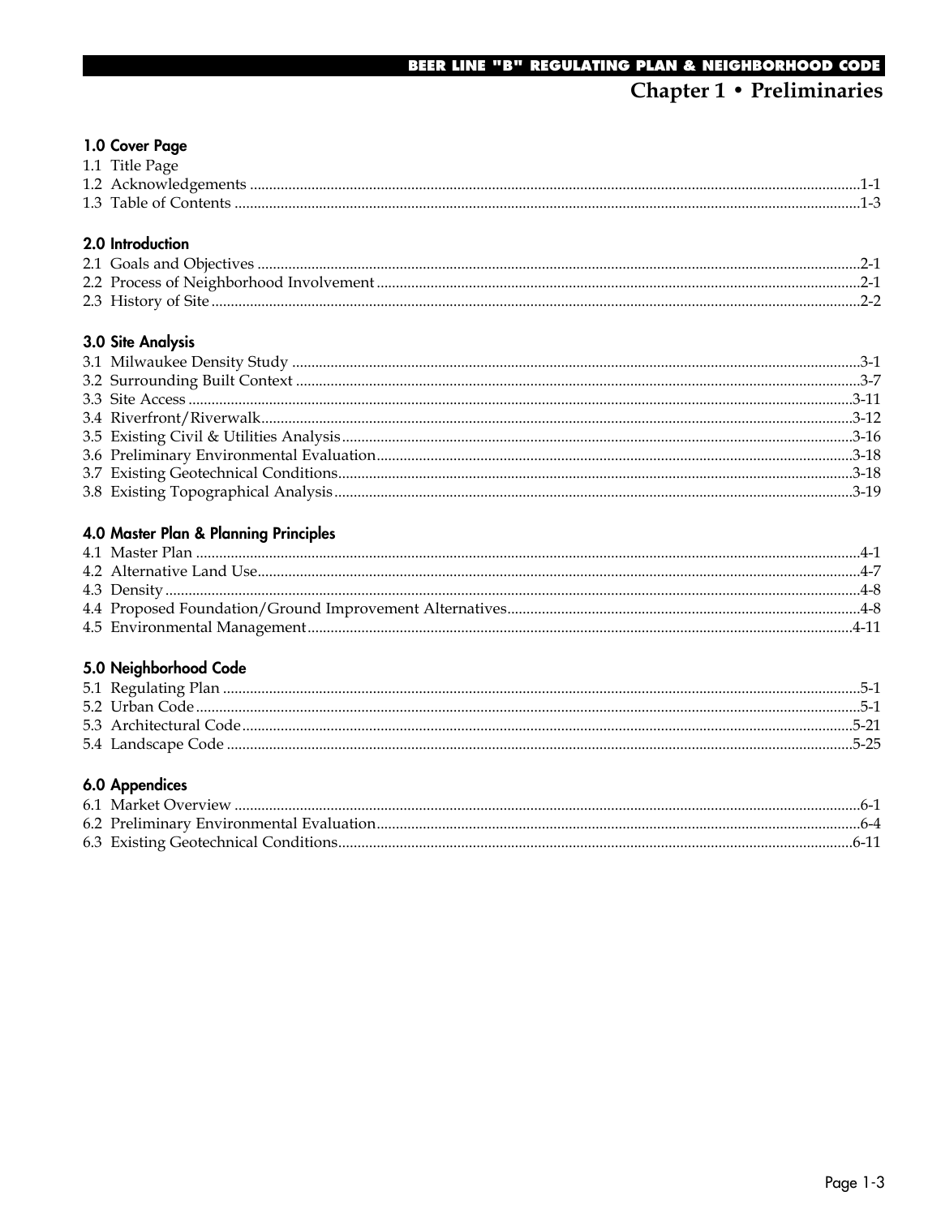# Chapter 1 • Preliminaries

### 1.0 Cover Page

1.1 Title Page
1.2 Acknowledgements ....................................................1-1
1.3 Table of Contents ....................................................1-3

### 2.0 Introduction

2.1 Goals and Objectives ....................................................2-1
2.2 Process of Neighborhood Involvement ....................................................2-1
2.3 History of Site ....................................................2-2

### 3.0 Site Analysis

3.1 Milwaukee Density Study ....................................................3-1
3.2 Surrounding Built Context ....................................................3-7
3.3 Site Access ....................................................3-11
3.4 Riverfront/Riverwalk ....................................................3-12
3.5 Existing Civil & Utilities Analysis ....................................................3-16
3.6 Preliminary Environmental Evaluation ....................................................3-18
3.7 Existing Geotechnical Conditions ....................................................3-18
3.8 Existing Topographical Analysis ....................................................3-19

### 4.0 Master Plan & Planning Principles

4.1 Master Plan ....................................................4-1
4.2 Alternative Land Use ....................................................4-7
4.3 Density ....................................................4-8
4.4 Proposed Foundation/Ground Improvement Alternatives ....................................................4-8
4.5 Environmental Management ....................................................4-11

### 5.0 Neighborhood Code

5.1 Regulating Plan ....................................................5-1
5.2 Urban Code ....................................................5-1
5.3 Architectural Code ....................................................5-21
5.4 Landscape Code ....................................................5-25

### 6.0 Appendices

6.1 Market Overview ....................................................6-1
6.2 Preliminary Environmental Evaluation ....................................................6-4
6.3 Existing Geotechnical Conditions ....................................................6-11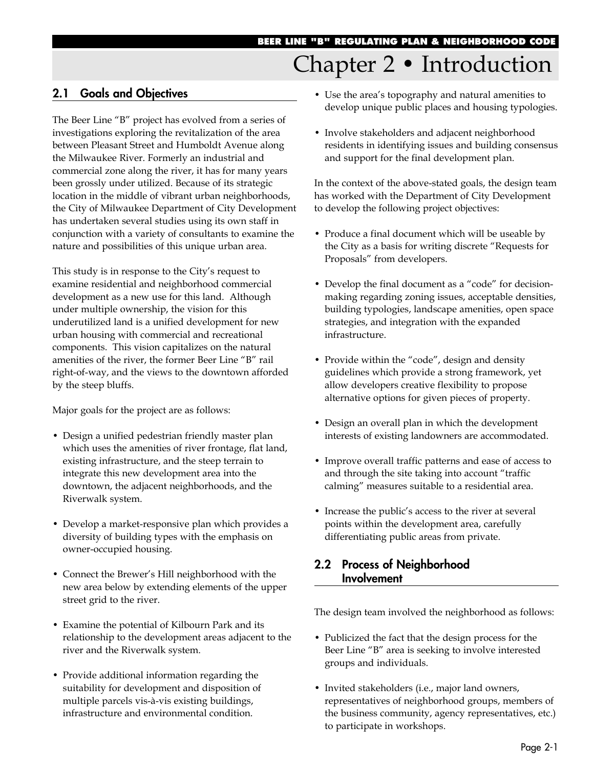# Chapter 2 • Introduction

## 2.1 Goals and Objectives

The Beer Line "B" project has evolved from a series of investigations exploring the revitalization of the area between Pleasant Street and Humboldt Avenue along the Milwaukee River. Formerly an industrial and commercial zone along the river, it has for many years been grossly under utilized. Because of its strategic location in the middle of vibrant urban neighborhoods, the City of Milwaukee Department of City Development has undertaken several studies using its own staff in conjunction with a variety of consultants to examine the nature and possibilities of this unique urban area.

This study is in response to the City's request to examine residential and neighborhood commercial development as a new use for this land. Although under multiple ownership, the vision for this underutilized land is a unified development for new urban housing with commercial and recreational components. This vision capitalizes on the natural amenities of the river, the former Beer Line "B" rail right-of-way, and the views to the downtown afforded by the steep bluffs.

Major goals for the project are as follows:

- Design a unified pedestrian friendly master plan which uses the amenities of river frontage, flat land, existing infrastructure, and the steep terrain to integrate this new development area into the downtown, the adjacent neighborhoods, and the Riverwalk system.
- Develop a market-responsive plan which provides a diversity of building types with the emphasis on owner-occupied housing.
- Connect the Brewer's Hill neighborhood with the new area below by extending elements of the upper street grid to the river.
- Examine the potential of Kilbourn Park and its relationship to the development areas adjacent to the river and the Riverwalk system.
- Provide additional information regarding the suitability for development and disposition of multiple parcels vis-à-vis existing buildings, infrastructure and environmental condition.
- Use the area's topography and natural amenities to develop unique public places and housing typologies.
- Involve stakeholders and adjacent neighborhood residents in identifying issues and building consensus and support for the final development plan.

In the context of the above-stated goals, the design team has worked with the Department of City Development to develop the following project objectives:

- Produce a final document which will be useable by the City as a basis for writing discrete "Requests for Proposals" from developers.
- Develop the final document as a "code" for decision-making regarding zoning issues, acceptable densities, building typologies, landscape amenities, open space strategies, and integration with the expanded infrastructure.
- Provide within the "code", design and density guidelines which provide a strong framework, yet allow developers creative flexibility to propose alternative options for given pieces of property.
- Design an overall plan in which the development interests of existing landowners are accommodated.
- Improve overall traffic patterns and ease of access to and through the site taking into account "traffic calming" measures suitable to a residential area.
- Increase the public's access to the river at several points within the development area, carefully differentiating public areas from private.

## 2.2 Process of Neighborhood Involvement

The design team involved the neighborhood as follows:

- Publicized the fact that the design process for the Beer Line "B" area is seeking to involve interested groups and individuals.
- Invited stakeholders (i.e., major land owners, representatives of neighborhood groups, members of the business community, agency representatives, etc.) to participate in workshops.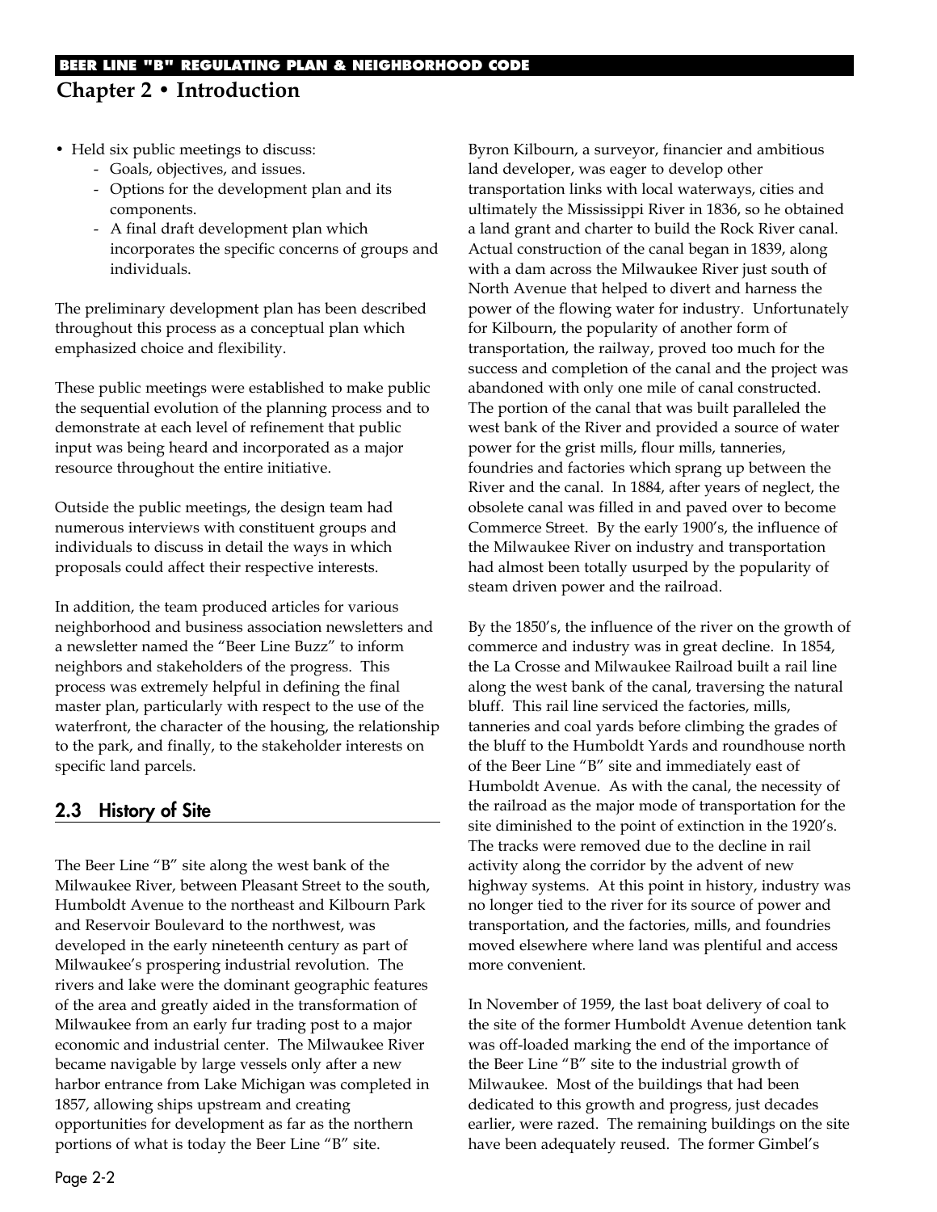- Held six public meetings to discuss:
  - Goals, objectives, and issues.
  - Options for the development plan and its components.
  - A final draft development plan which incorporates the specific concerns of groups and individuals.

The preliminary development plan has been described throughout this process as a conceptual plan which emphasized choice and flexibility.

These public meetings were established to make public the sequential evolution of the planning process and to demonstrate at each level of refinement that public input was being heard and incorporated as a major resource throughout the entire initiative.

Outside the public meetings, the design team had numerous interviews with constituent groups and individuals to discuss in detail the ways in which proposals could affect their respective interests.

In addition, the team produced articles for various neighborhood and business association newsletters and a newsletter named the "Beer Line Buzz" to inform neighbors and stakeholders of the progress. This process was extremely helpful in defining the final master plan, particularly with respect to the use of the waterfront, the character of the housing, the relationship to the park, and finally, to the stakeholder interests on specific land parcels.

## 2.3 History of Site

The Beer Line "B" site along the west bank of the Milwaukee River, between Pleasant Street to the south, Humboldt Avenue to the northeast and Kilbourn Park and Reservoir Boulevard to the northwest, was developed in the early nineteenth century as part of Milwaukee's prospering industrial revolution. The rivers and lake were the dominant geographic features of the area and greatly aided in the transformation of Milwaukee from an early fur trading post to a major economic and industrial center. The Milwaukee River became navigable by large vessels only after a new harbor entrance from Lake Michigan was completed in 1857, allowing ships upstream and creating opportunities for development as far as the northern portions of what is today the Beer Line "B" site.

Byron Kilbourn, a surveyor, financier and ambitious land developer, was eager to develop other transportation links with local waterways, cities and ultimately the Mississippi River in 1836, so he obtained a land grant and charter to build the Rock River canal. Actual construction of the canal began in 1839, along with a dam across the Milwaukee River just south of North Avenue that helped to divert and harness the power of the flowing water for industry. Unfortunately for Kilbourn, the popularity of another form of transportation, the railway, proved too much for the success and completion of the canal and the project was abandoned with only one mile of canal constructed. The portion of the canal that was built paralleled the west bank of the River and provided a source of water power for the grist mills, flour mills, tanneries, foundries and factories which sprang up between the River and the canal. In 1884, after years of neglect, the obsolete canal was filled in and paved over to become Commerce Street. By the early 1900's, the influence of the Milwaukee River on industry and transportation had almost been totally usurped by the popularity of steam driven power and the railroad.

By the 1850's, the influence of the river on the growth of commerce and industry was in great decline. In 1854, the La Crosse and Milwaukee Railroad built a rail line along the west bank of the canal, traversing the natural bluff. This rail line serviced the factories, mills, tanneries and coal yards before climbing the grades of the bluff to the Humboldt Yards and roundhouse north of the Beer Line "B" site and immediately east of Humboldt Avenue. As with the canal, the necessity of the railroad as the major mode of transportation for the site diminished to the point of extinction in the 1920's. The tracks were removed due to the decline in rail activity along the corridor by the advent of new highway systems. At this point in history, industry was no longer tied to the river for its source of power and transportation, and the factories, mills, and foundries moved elsewhere where land was plentiful and access more convenient.

In November of 1959, the last boat delivery of coal to the site of the former Humboldt Avenue detention tank was off-loaded marking the end of the importance of the Beer Line "B" site to the industrial growth of Milwaukee. Most of the buildings that had been dedicated to this growth and progress, just decades earlier, were razed. The remaining buildings on the site have been adequately reused. The former Gimbel's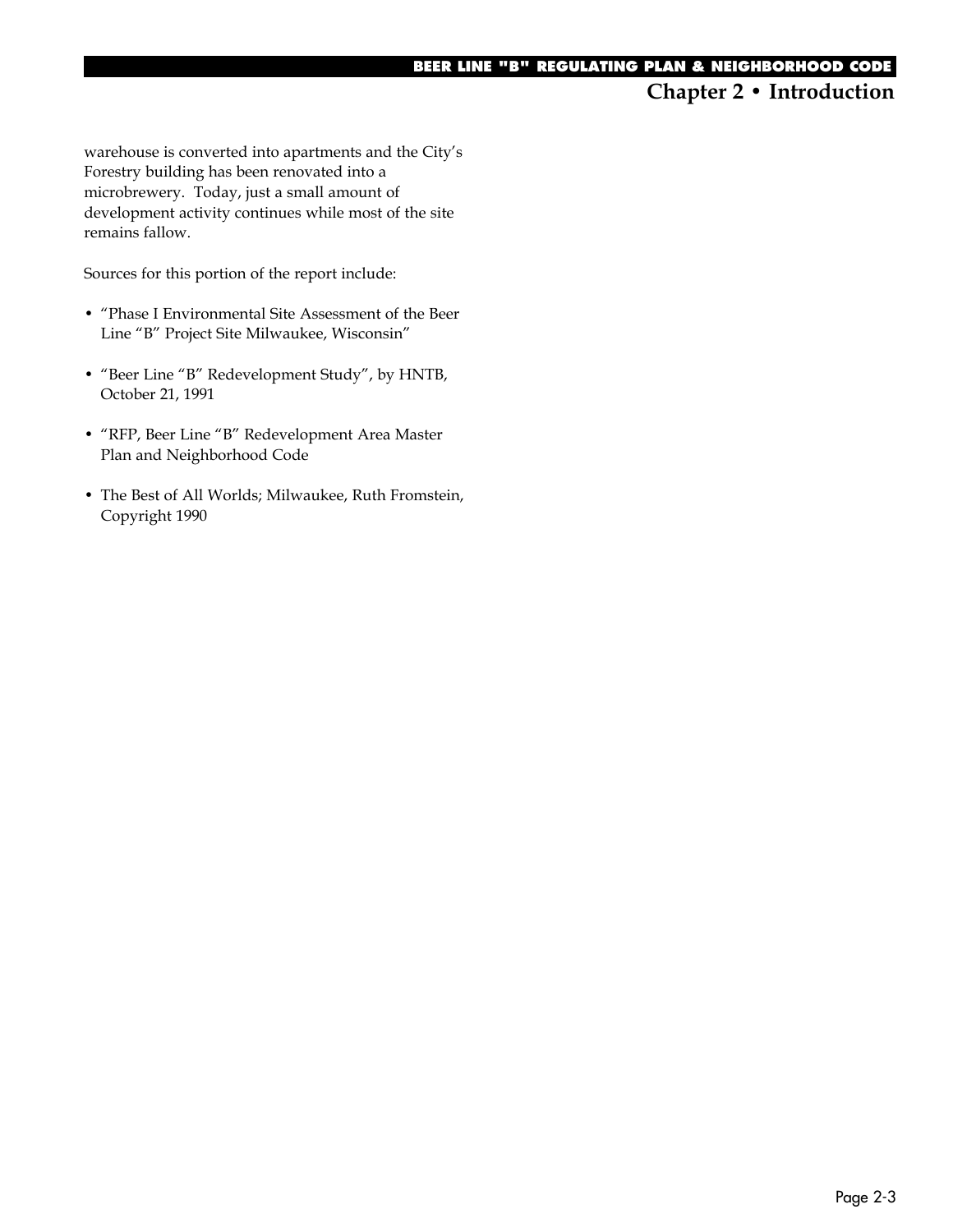warehouse is converted into apartments and the City's Forestry building has been renovated into a microbrewery. Today, just a small amount of development activity continues while most of the site remains fallow.

Sources for this portion of the report include:

- "Phase I Environmental Site Assessment of the Beer Line "B" Project Site Milwaukee, Wisconsin"
- "Beer Line "B" Redevelopment Study", by HNTB, October 21, 1991
- "RFP, Beer Line "B" Redevelopment Area Master Plan and Neighborhood Code
- The Best of All Worlds; Milwaukee, Ruth Fromstein, Copyright 1990